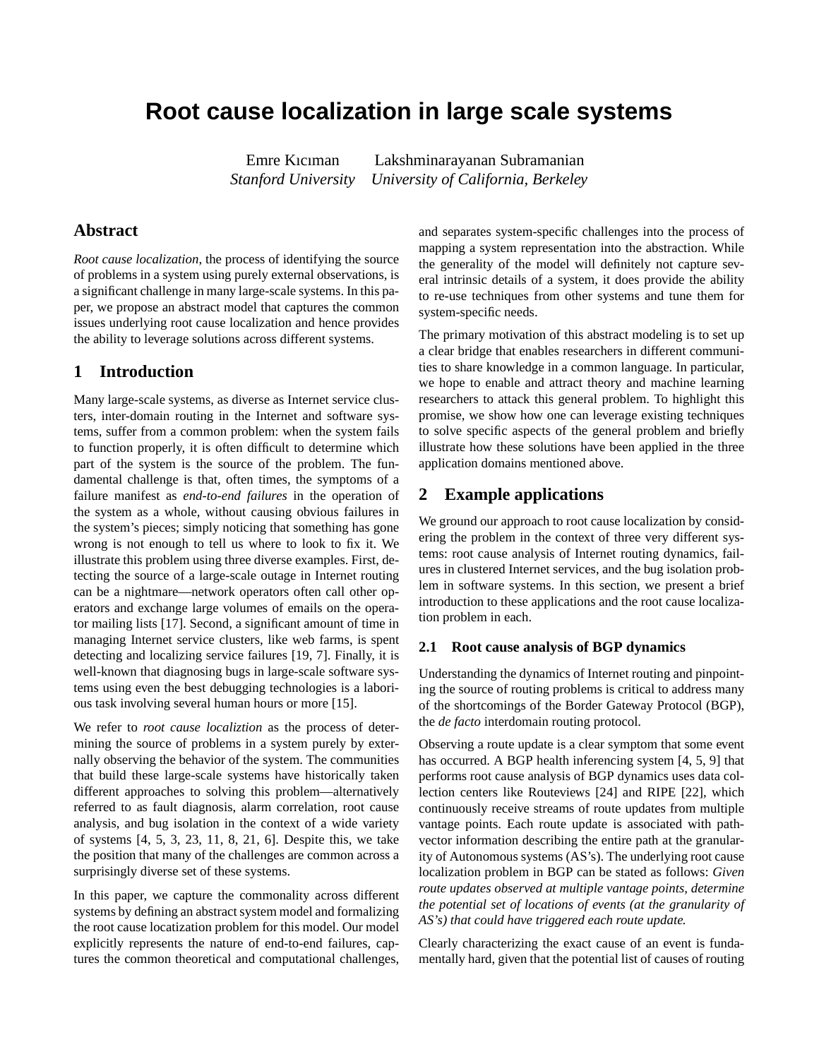# Root cause localization in large scale systems

Emre Kıcıman — *Stanford University*
Lakshminarayanan Subramanian — *University of California, Berkeley*

## Abstract

*Root cause localization*, the process of identifying the source of problems in a system using purely external observations, is a significant challenge in many large-scale systems. In this paper, we propose an abstract model that captures the common issues underlying root cause localization and hence provides the ability to leverage solutions across different systems.

## 1 Introduction

Many large-scale systems, as diverse as Internet service clusters, inter-domain routing in the Internet and software systems, suffer from a common problem: when the system fails to function properly, it is often difficult to determine which part of the system is the source of the problem. The fundamental challenge is that, often times, the symptoms of a failure manifest as *end-to-end failures* in the operation of the system as a whole, without causing obvious failures in the system's pieces; simply noticing that something has gone wrong is not enough to tell us where to look to fix it. We illustrate this problem using three diverse examples. First, detecting the source of a large-scale outage in Internet routing can be a nightmare—network operators often call other operators and exchange large volumes of emails on the operator mailing lists [17]. Second, a significant amount of time in managing Internet service clusters, like web farms, is spent detecting and localizing service failures [19, 7]. Finally, it is well-known that diagnosing bugs in large-scale software systems using even the best debugging technologies is a laborious task involving several human hours or more [15].

We refer to *root cause localiztion* as the process of determining the source of problems in a system purely by externally observing the behavior of the system. The communities that build these large-scale systems have historically taken different approaches to solving this problem—alternatively referred to as fault diagnosis, alarm correlation, root cause analysis, and bug isolation in the context of a wide variety of systems [4, 5, 3, 23, 11, 8, 21, 6]. Despite this, we take the position that many of the challenges are common across a surprisingly diverse set of these systems.

In this paper, we capture the commonality across different systems by defining an abstract system model and formalizing the root cause locatization problem for this model. Our model explicitly represents the nature of end-to-end failures, captures the common theoretical and computational challenges, and separates system-specific challenges into the process of mapping a system representation into the abstraction. While the generality of the model will definitely not capture several intrinsic details of a system, it does provide the ability to re-use techniques from other systems and tune them for system-specific needs.

The primary motivation of this abstract modeling is to set up a clear bridge that enables researchers in different communities to share knowledge in a common language. In particular, we hope to enable and attract theory and machine learning researchers to attack this general problem. To highlight this promise, we show how one can leverage existing techniques to solve specific aspects of the general problem and briefly illustrate how these solutions have been applied in the three application domains mentioned above.

## 2 Example applications

We ground our approach to root cause localization by considering the problem in the context of three very different systems: root cause analysis of Internet routing dynamics, failures in clustered Internet services, and the bug isolation problem in software systems. In this section, we present a brief introduction to these applications and the root cause localization problem in each.

### 2.1 Root cause analysis of BGP dynamics

Understanding the dynamics of Internet routing and pinpointing the source of routing problems is critical to address many of the shortcomings of the Border Gateway Protocol (BGP), the *de facto* interdomain routing protocol.

Observing a route update is a clear symptom that some event has occurred. A BGP health inferencing system [4, 5, 9] that performs root cause analysis of BGP dynamics uses data collection centers like Routeviews [24] and RIPE [22], which continuously receive streams of route updates from multiple vantage points. Each route update is associated with path-vector information describing the entire path at the granularity of Autonomous systems (AS's). The underlying root cause localization problem in BGP can be stated as follows: *Given route updates observed at multiple vantage points, determine the potential set of locations of events (at the granularity of AS's) that could have triggered each route update.*

Clearly characterizing the exact cause of an event is fundamentally hard, given that the potential list of causes of routing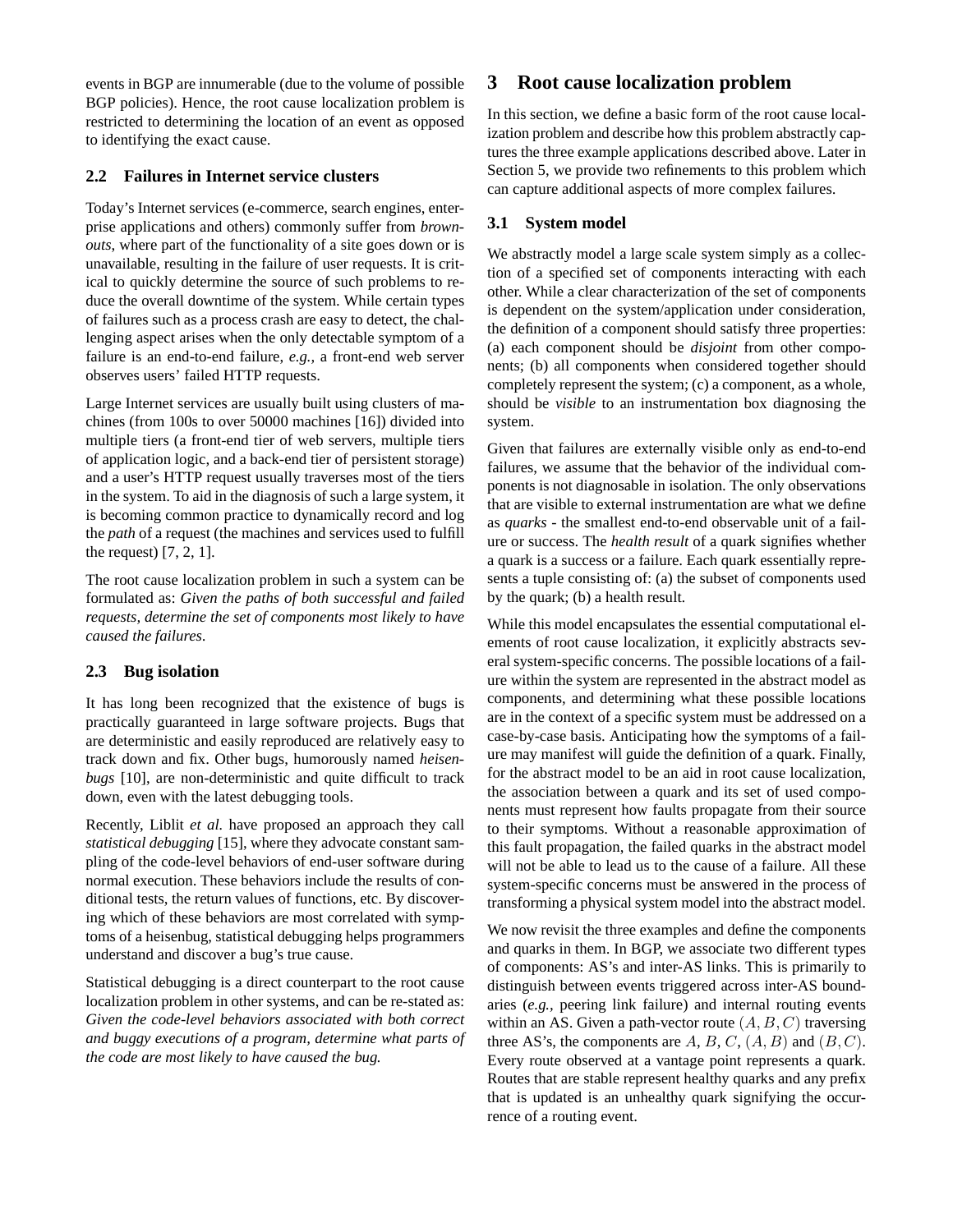events in BGP are innumerable (due to the volume of possible BGP policies). Hence, the root cause localization problem is restricted to determining the location of an event as opposed to identifying the exact cause.

### 2.2 Failures in Internet service clusters

Today's Internet services (e-commerce, search engines, enterprise applications and others) commonly suffer from *brownouts*, where part of the functionality of a site goes down or is unavailable, resulting in the failure of user requests. It is critical to quickly determine the source of such problems to reduce the overall downtime of the system. While certain types of failures such as a process crash are easy to detect, the challenging aspect arises when the only detectable symptom of a failure is an end-to-end failure, *e.g.,* a front-end web server observes users' failed HTTP requests.

Large Internet services are usually built using clusters of machines (from 100s to over 50000 machines [16]) divided into multiple tiers (a front-end tier of web servers, multiple tiers of application logic, and a back-end tier of persistent storage) and a user's HTTP request usually traverses most of the tiers in the system. To aid in the diagnosis of such a large system, it is becoming common practice to dynamically record and log the *path* of a request (the machines and services used to fulfill the request) [7, 2, 1].

The root cause localization problem in such a system can be formulated as: *Given the paths of both successful and failed requests, determine the set of components most likely to have caused the failures*.

### 2.3 Bug isolation

It has long been recognized that the existence of bugs is practically guaranteed in large software projects. Bugs that are deterministic and easily reproduced are relatively easy to track down and fix. Other bugs, humorously named *heisenbugs* [10], are non-deterministic and quite difficult to track down, even with the latest debugging tools.

Recently, Liblit *et al.* have proposed an approach they call *statistical debugging* [15], where they advocate constant sampling of the code-level behaviors of end-user software during normal execution. These behaviors include the results of conditional tests, the return values of functions, etc. By discovering which of these behaviors are most correlated with symptoms of a heisenbug, statistical debugging helps programmers understand and discover a bug's true cause.

Statistical debugging is a direct counterpart to the root cause localization problem in other systems, and can be re-stated as: *Given the code-level behaviors associated with both correct and buggy executions of a program, determine what parts of the code are most likely to have caused the bug.*

## 3 Root cause localization problem

In this section, we define a basic form of the root cause localization problem and describe how this problem abstractly captures the three example applications described above. Later in Section 5, we provide two refinements to this problem which can capture additional aspects of more complex failures.

### 3.1 System model

We abstractly model a large scale system simply as a collection of a specified set of components interacting with each other. While a clear characterization of the set of components is dependent on the system/application under consideration, the definition of a component should satisfy three properties: (a) each component should be *disjoint* from other components; (b) all components when considered together should completely represent the system; (c) a component, as a whole, should be *visible* to an instrumentation box diagnosing the system.

Given that failures are externally visible only as end-to-end failures, we assume that the behavior of the individual components is not diagnosable in isolation. The only observations that are visible to external instrumentation are what we define as *quarks* - the smallest end-to-end observable unit of a failure or success. The *health result* of a quark signifies whether a quark is a success or a failure. Each quark essentially represents a tuple consisting of: (a) the subset of components used by the quark; (b) a health result.

While this model encapsulates the essential computational elements of root cause localization, it explicitly abstracts several system-specific concerns. The possible locations of a failure within the system are represented in the abstract model as components, and determining what these possible locations are in the context of a specific system must be addressed on a case-by-case basis. Anticipating how the symptoms of a failure may manifest will guide the definition of a quark. Finally, for the abstract model to be an aid in root cause localization, the association between a quark and its set of used components must represent how faults propagate from their source to their symptoms. Without a reasonable approximation of this fault propagation, the failed quarks in the abstract model will not be able to lead us to the cause of a failure. All these system-specific concerns must be answered in the process of transforming a physical system model into the abstract model.

We now revisit the three examples and define the components and quarks in them. In BGP, we associate two different types of components: AS's and inter-AS links. This is primarily to distinguish between events triggered across inter-AS boundaries (*e.g.,* peering link failure) and internal routing events within an AS. Given a path-vector route $(A, B, C)$ traversing three AS's, the components are $A$, $B$, $C$, $(A, B)$ and $(B, C)$. Every route observed at a vantage point represents a quark. Routes that are stable represent healthy quarks and any prefix that is updated is an unhealthy quark signifying the occurrence of a routing event.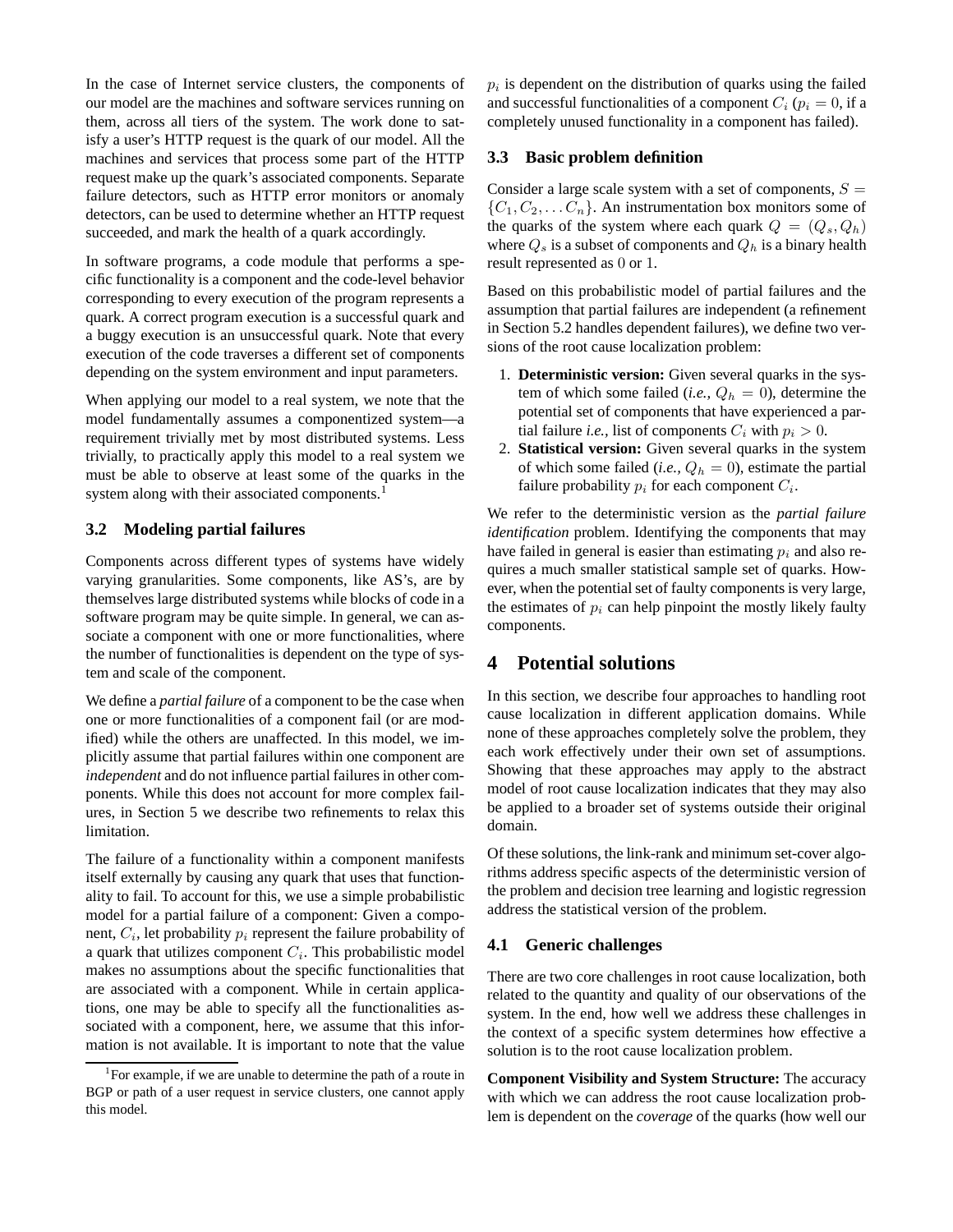In the case of Internet service clusters, the components of our model are the machines and software services running on them, across all tiers of the system. The work done to satisfy a user's HTTP request is the quark of our model. All the machines and services that process some part of the HTTP request make up the quark's associated components. Separate failure detectors, such as HTTP error monitors or anomaly detectors, can be used to determine whether an HTTP request succeeded, and mark the health of a quark accordingly.

In software programs, a code module that performs a specific functionality is a component and the code-level behavior corresponding to every execution of the program represents a quark. A correct program execution is a successful quark and a buggy execution is an unsuccessful quark. Note that every execution of the code traverses a different set of components depending on the system environment and input parameters.

When applying our model to a real system, we note that the model fundamentally assumes a componentized system—a requirement trivially met by most distributed systems. Less trivially, to practically apply this model to a real system we must be able to observe at least some of the quarks in the system along with their associated components.[1]

### 3.2 Modeling partial failures

Components across different types of systems have widely varying granularities. Some components, like AS's, are by themselves large distributed systems while blocks of code in a software program may be quite simple. In general, we can associate a component with one or more functionalities, where the number of functionalities is dependent on the type of system and scale of the component.

We define a *partial failure* of a component to be the case when one or more functionalities of a component fail (or are modified) while the others are unaffected. In this model, we implicitly assume that partial failures within one component are *independent* and do not influence partial failures in other components. While this does not account for more complex failures, in Section 5 we describe two refinements to relax this limitation.

The failure of a functionality within a component manifests itself externally by causing any quark that uses that functionality to fail. To account for this, we use a simple probabilistic model for a partial failure of a component: Given a component, $C_i$, let probability $p_i$ represent the failure probability of a quark that utilizes component $C_i$. This probabilistic model makes no assumptions about the specific functionalities that are associated with a component. While in certain applications, one may be able to specify all the functionalities associated with a component, here, we assume that this information is not available. It is important to note that the value $p_i$ is dependent on the distribution of quarks using the failed and successful functionalities of a component $C_i$ ($p_i = 0$, if a completely unused functionality in a component has failed).

[1] For example, if we are unable to determine the path of a route in BGP or path of a user request in service clusters, one cannot apply this model.

### 3.3 Basic problem definition

Consider a large scale system with a set of components, $S = \{C_1, C_2, \ldots C_n\}$. An instrumentation box monitors some of the quarks of the system where each quark $Q = (Q_s, Q_h)$ where $Q_s$ is a subset of components and $Q_h$ is a binary health result represented as $0$ or $1$.

Based on this probabilistic model of partial failures and the assumption that partial failures are independent (a refinement in Section 5.2 handles dependent failures), we define two versions of the root cause localization problem:

1. **Deterministic version:** Given several quarks in the system of which some failed (*i.e.,* $Q_h = 0$), determine the potential set of components that have experienced a partial failure *i.e.,* list of components $C_i$ with $p_i > 0$.
2. **Statistical version:** Given several quarks in the system of which some failed (*i.e.,* $Q_h = 0$), estimate the partial failure probability $p_i$ for each component $C_i$.

We refer to the deterministic version as the *partial failure identification* problem. Identifying the components that may have failed in general is easier than estimating $p_i$ and also requires a much smaller statistical sample set of quarks. However, when the potential set of faulty components is very large, the estimates of $p_i$ can help pinpoint the mostly likely faulty components.

## 4 Potential solutions

In this section, we describe four approaches to handling root cause localization in different application domains. While none of these approaches completely solve the problem, they each work effectively under their own set of assumptions. Showing that these approaches may apply to the abstract model of root cause localization indicates that they may also be applied to a broader set of systems outside their original domain.

Of these solutions, the link-rank and minimum set-cover algorithms address specific aspects of the deterministic version of the problem and decision tree learning and logistic regression address the statistical version of the problem.

### 4.1 Generic challenges

There are two core challenges in root cause localization, both related to the quantity and quality of our observations of the system. In the end, how well we address these challenges in the context of a specific system determines how effective a solution is to the root cause localization problem.

**Component Visibility and System Structure:** The accuracy with which we can address the root cause localization problem is dependent on the *coverage* of the quarks (how well our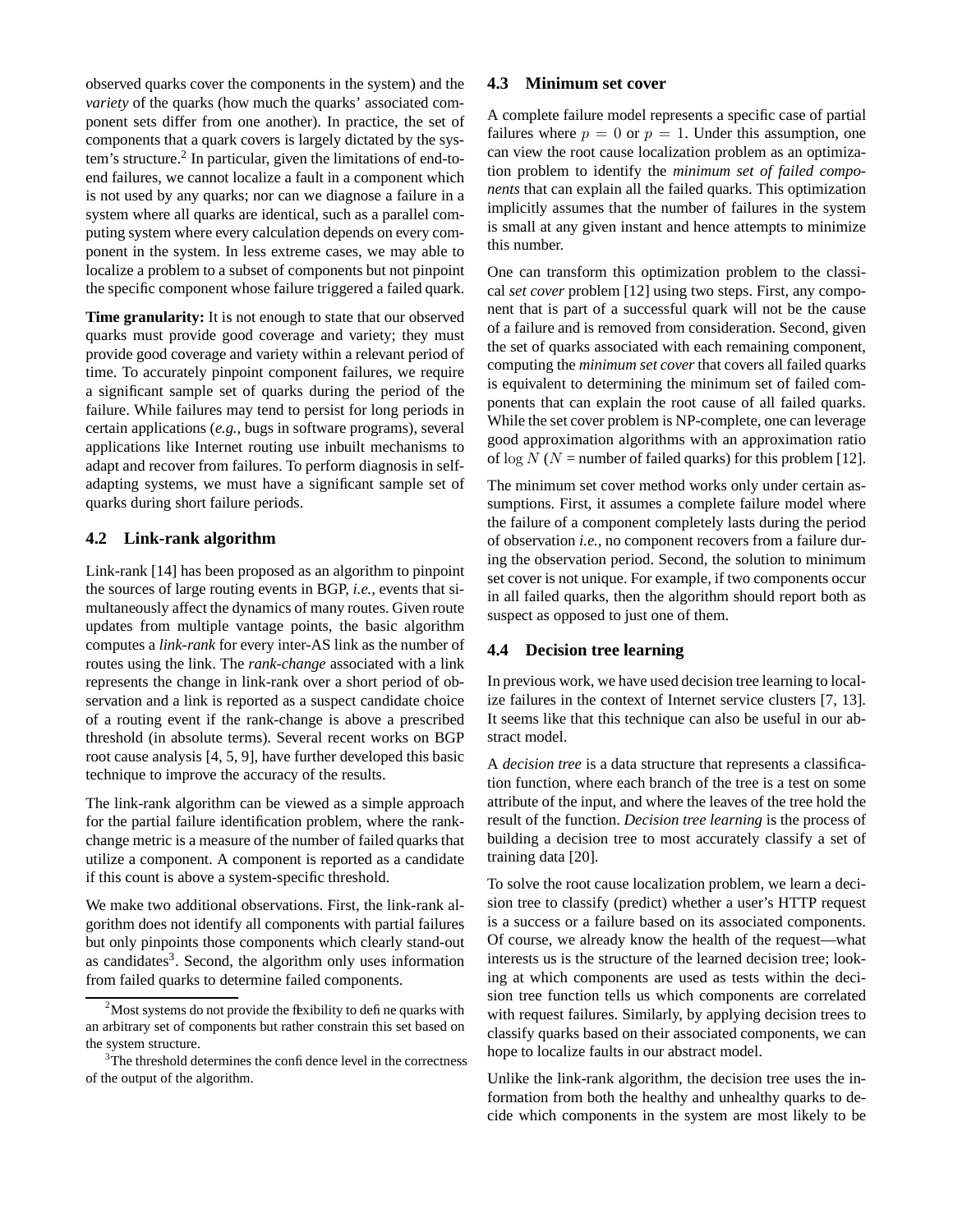observed quarks cover the components in the system) and the *variety* of the quarks (how much the quarks' associated component sets differ from one another). In practice, the set of components that a quark covers is largely dictated by the system's structure.[2] In particular, given the limitations of end-to-end failures, we cannot localize a fault in a component which is not used by any quarks; nor can we diagnose a failure in a system where all quarks are identical, such as a parallel computing system where every calculation depends on every component in the system. In less extreme cases, we may able to localize a problem to a subset of components but not pinpoint the specific component whose failure triggered a failed quark.

**Time granularity:** It is not enough to state that our observed quarks must provide good coverage and variety; they must provide good coverage and variety within a relevant period of time. To accurately pinpoint component failures, we require a significant sample set of quarks during the period of the failure. While failures may tend to persist for long periods in certain applications (*e.g.,* bugs in software programs), several applications like Internet routing use inbuilt mechanisms to adapt and recover from failures. To perform diagnosis in self-adapting systems, we must have a significant sample set of quarks during short failure periods.

### 4.2 Link-rank algorithm

Link-rank [14] has been proposed as an algorithm to pinpoint the sources of large routing events in BGP, *i.e.,* events that simultaneously affect the dynamics of many routes. Given route updates from multiple vantage points, the basic algorithm computes a *link-rank* for every inter-AS link as the number of routes using the link. The *rank-change* associated with a link represents the change in link-rank over a short period of observation and a link is reported as a suspect candidate choice of a routing event if the rank-change is above a prescribed threshold (in absolute terms). Several recent works on BGP root cause analysis [4, 5, 9], have further developed this basic technique to improve the accuracy of the results.

The link-rank algorithm can be viewed as a simple approach for the partial failure identification problem, where the rank-change metric is a measure of the number of failed quarks that utilize a component. A component is reported as a candidate if this count is above a system-specific threshold.

We make two additional observations. First, the link-rank algorithm does not identify all components with partial failures but only pinpoints those components which clearly stand-out as candidates[3]. Second, the algorithm only uses information from failed quarks to determine failed components.

[2] Most systems do not provide the flexibility to define quarks with an arbitrary set of components but rather constrain this set based on the system structure.

[3] The threshold determines the confidence level in the correctness of the output of the algorithm.

### 4.3 Minimum set cover

A complete failure model represents a specific case of partial failures where $p = 0$ or $p = 1$. Under this assumption, one can view the root cause localization problem as an optimization problem to identify the *minimum set of failed components* that can explain all the failed quarks. This optimization implicitly assumes that the number of failures in the system is small at any given instant and hence attempts to minimize this number.

One can transform this optimization problem to the classical *set cover* problem [12] using two steps. First, any component that is part of a successful quark will not be the cause of a failure and is removed from consideration. Second, given the set of quarks associated with each remaining component, computing the *minimum set cover* that covers all failed quarks is equivalent to determining the minimum set of failed components that can explain the root cause of all failed quarks. While the set cover problem is NP-complete, one can leverage good approximation algorithms with an approximation ratio of $\log N$ ($N$ = number of failed quarks) for this problem [12].

The minimum set cover method works only under certain assumptions. First, it assumes a complete failure model where the failure of a component completely lasts during the period of observation *i.e.,* no component recovers from a failure during the observation period. Second, the solution to minimum set cover is not unique. For example, if two components occur in all failed quarks, then the algorithm should report both as suspect as opposed to just one of them.

### 4.4 Decision tree learning

In previous work, we have used decision tree learning to localize failures in the context of Internet service clusters [7, 13]. It seems like that this technique can also be useful in our abstract model.

A *decision tree* is a data structure that represents a classification function, where each branch of the tree is a test on some attribute of the input, and where the leaves of the tree hold the result of the function. *Decision tree learning* is the process of building a decision tree to most accurately classify a set of training data [20].

To solve the root cause localization problem, we learn a decision tree to classify (predict) whether a user's HTTP request is a success or a failure based on its associated components. Of course, we already know the health of the request—what interests us is the structure of the learned decision tree; looking at which components are used as tests within the decision tree function tells us which components are correlated with request failures. Similarly, by applying decision trees to classify quarks based on their associated components, we can hope to localize faults in our abstract model.

Unlike the link-rank algorithm, the decision tree uses the information from both the healthy and unhealthy quarks to decide which components in the system are most likely to be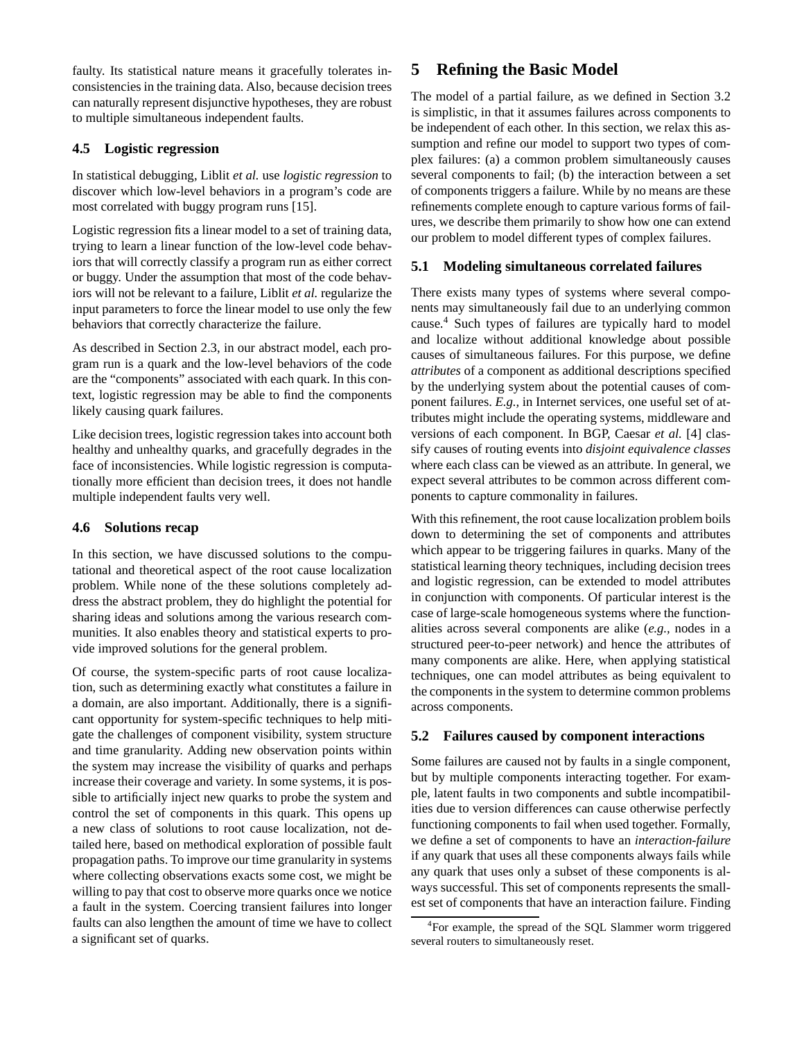faulty. Its statistical nature means it gracefully tolerates inconsistencies in the training data. Also, because decision trees can naturally represent disjunctive hypotheses, they are robust to multiple simultaneous independent faults.

### 4.5 Logistic regression

In statistical debugging, Liblit *et al.* use *logistic regression* to discover which low-level behaviors in a program's code are most correlated with buggy program runs [15].

Logistic regression fits a linear model to a set of training data, trying to learn a linear function of the low-level code behaviors that will correctly classify a program run as either correct or buggy. Under the assumption that most of the code behaviors will not be relevant to a failure, Liblit *et al.* regularize the input parameters to force the linear model to use only the few behaviors that correctly characterize the failure.

As described in Section 2.3, in our abstract model, each program run is a quark and the low-level behaviors of the code are the "components" associated with each quark. In this context, logistic regression may be able to find the components likely causing quark failures.

Like decision trees, logistic regression takes into account both healthy and unhealthy quarks, and gracefully degrades in the face of inconsistencies. While logistic regression is computationally more efficient than decision trees, it does not handle multiple independent faults very well.

### 4.6 Solutions recap

In this section, we have discussed solutions to the computational and theoretical aspect of the root cause localization problem. While none of the these solutions completely address the abstract problem, they do highlight the potential for sharing ideas and solutions among the various research communities. It also enables theory and statistical experts to provide improved solutions for the general problem.

Of course, the system-specific parts of root cause localization, such as determining exactly what constitutes a failure in a domain, are also important. Additionally, there is a significant opportunity for system-specific techniques to help mitigate the challenges of component visibility, system structure and time granularity. Adding new observation points within the system may increase the visibility of quarks and perhaps increase their coverage and variety. In some systems, it is possible to artificially inject new quarks to probe the system and control the set of components in this quark. This opens up a new class of solutions to root cause localization, not detailed here, based on methodical exploration of possible fault propagation paths. To improve our time granularity in systems where collecting observations exacts some cost, we might be willing to pay that cost to observe more quarks once we notice a fault in the system. Coercing transient failures into longer faults can also lengthen the amount of time we have to collect a significant set of quarks.

## 5 Refining the Basic Model

The model of a partial failure, as we defined in Section 3.2 is simplistic, in that it assumes failures across components to be independent of each other. In this section, we relax this assumption and refine our model to support two types of complex failures: (a) a common problem simultaneously causes several components to fail; (b) the interaction between a set of components triggers a failure. While by no means are these refinements complete enough to capture various forms of failures, we describe them primarily to show how one can extend our problem to model different types of complex failures.

### 5.1 Modeling simultaneous correlated failures

There exists many types of systems where several components may simultaneously fail due to an underlying common cause.[4] Such types of failures are typically hard to model and localize without additional knowledge about possible causes of simultaneous failures. For this purpose, we define *attributes* of a component as additional descriptions specified by the underlying system about the potential causes of component failures. *E.g.*, in Internet services, one useful set of attributes might include the operating systems, middleware and versions of each component. In BGP, Caesar *et al.* [4] classify causes of routing events into *disjoint equivalence classes* where each class can be viewed as an attribute. In general, we expect several attributes to be common across different components to capture commonality in failures.

With this refinement, the root cause localization problem boils down to determining the set of components and attributes which appear to be triggering failures in quarks. Many of the statistical learning theory techniques, including decision trees and logistic regression, can be extended to model attributes in conjunction with components. Of particular interest is the case of large-scale homogeneous systems where the functionalities across several components are alike (*e.g.*, nodes in a structured peer-to-peer network) and hence the attributes of many components are alike. Here, when applying statistical techniques, one can model attributes as being equivalent to the components in the system to determine common problems across components.

### 5.2 Failures caused by component interactions

Some failures are caused not by faults in a single component, but by multiple components interacting together. For example, latent faults in two components and subtle incompatibilities due to version differences can cause otherwise perfectly functioning components to fail when used together. Formally, we define a set of components to have an *interaction-failure* if any quark that uses all these components always fails while any quark that uses only a subset of these components is always successful. This set of components represents the smallest set of components that have an interaction failure. Finding

[4] For example, the spread of the SQL Slammer worm triggered several routers to simultaneously reset.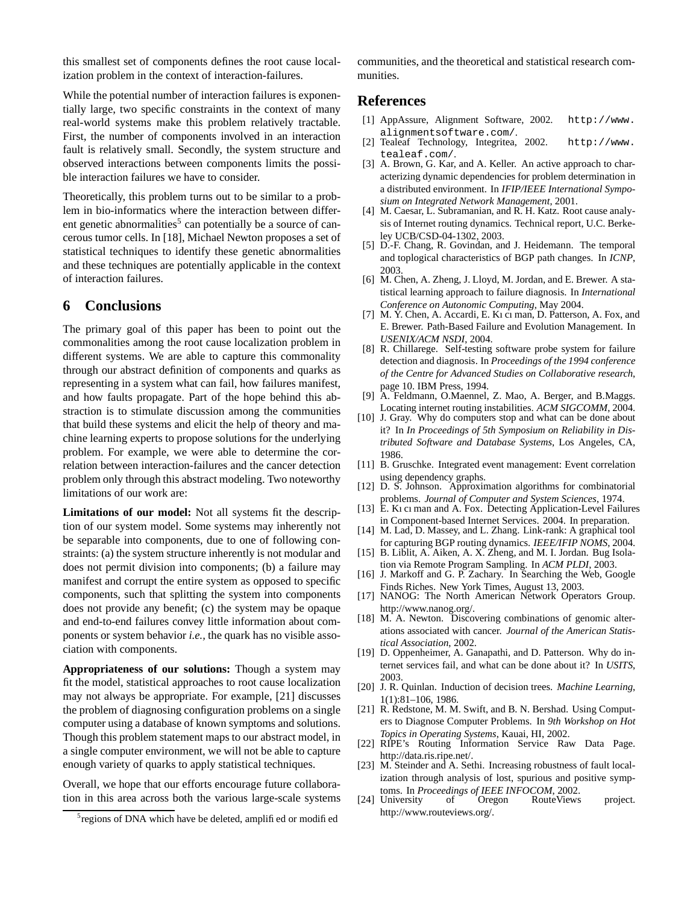this smallest set of components defines the root cause localization problem in the context of interaction-failures.

While the potential number of interaction failures is exponentially large, two specific constraints in the context of many real-world systems make this problem relatively tractable. First, the number of components involved in an interaction fault is relatively small. Secondly, the system structure and observed interactions between components limits the possible interaction failures we have to consider.

Theoretically, this problem turns out to be similar to a problem in bio-informatics where the interaction between different genetic abnormalities[5] can potentially be a source of cancerous tumor cells. In [18], Michael Newton proposes a set of statistical techniques to identify these genetic abnormalities and these techniques are potentially applicable in the context of interaction failures.

## 6 Conclusions

The primary goal of this paper has been to point out the commonalities among the root cause localization problem in different systems. We are able to capture this commonality through our abstract definition of components and quarks as representing in a system what can fail, how failures manifest, and how faults propagate. Part of the hope behind this abstraction is to stimulate discussion among the communities that build these systems and elicit the help of theory and machine learning experts to propose solutions for the underlying problem. For example, we were able to determine the correlation between interaction-failures and the cancer detection problem only through this abstract modeling. Two noteworthy limitations of our work are:

**Limitations of our model:** Not all systems fit the description of our system model. Some systems may inherently not be separable into components, due to one of following constraints: (a) the system structure inherently is not modular and does not permit division into components; (b) a failure may manifest and corrupt the entire system as opposed to specific components, such that splitting the system into components does not provide any benefit; (c) the system may be opaque and end-to-end failures convey little information about components or system behavior *i.e.,* the quark has no visible association with components.

**Appropriateness of our solutions:** Though a system may fit the model, statistical approaches to root cause localization may not always be appropriate. For example, [21] discusses the problem of diagnosing configuration problems on a single computer using a database of known symptoms and solutions. Though this problem statement maps to our abstract model, in a single computer environment, we will not be able to capture enough variety of quarks to apply statistical techniques.

Overall, we hope that our efforts encourage future collaboration in this area across both the various large-scale systems communities, and the theoretical and statistical research communities.

[5] regions of DNA which have be deleted, amplified or modified

## References

[1] AppAssure, Alignment Software, 2002. http://www.alignmentsoftware.com/.

[2] Tealeaf Technology, Integritea, 2002. http://www.tealeaf.com/.

[3] A. Brown, G. Kar, and A. Keller. An active approach to characterizing dynamic dependencies for problem determination in a distributed environment. In *IFIP/IEEE International Symposium on Integrated Network Management*, 2001.

[4] M. Caesar, L. Subramanian, and R. H. Katz. Root cause analysis of Internet routing dynamics. Technical report, U.C. Berkeley UCB/CSD-04-1302, 2003.

[5] D.-F. Chang, R. Govindan, and J. Heidemann. The temporal and toplogical characteristics of BGP path changes. In *ICNP*, 2003.

[6] M. Chen, A. Zheng, J. Lloyd, M. Jordan, and E. Brewer. A statistical learning approach to failure diagnosis. In *International Conference on Autonomic Computing*, May 2004.

[7] M. Y. Chen, A. Accardi, E. Kıcıman, D. Patterson, A. Fox, and E. Brewer. Path-Based Failure and Evolution Management. In *USENIX/ACM NSDI*, 2004.

[8] R. Chillarege. Self-testing software probe system for failure detection and diagnosis. In *Proceedings of the 1994 conference of the Centre for Advanced Studies on Collaborative research*, page 10. IBM Press, 1994.

[9] A. Feldmann, O.Maennel, Z. Mao, A. Berger, and B.Maggs. Locating internet routing instabilities. *ACM SIGCOMM*, 2004.

[10] J. Gray. Why do computers stop and what can be done about it? In *In Proceedings of 5th Symposium on Reliability in Distributed Software and Database Systems*, Los Angeles, CA, 1986.

[11] B. Gruschke. Integrated event management: Event correlation using dependency graphs.

[12] D. S. Johnson. Approximation algorithms for combinatorial problems. *Journal of Computer and System Sciences*, 1974.

[13] E. Kıcıman and A. Fox. Detecting Application-Level Failures in Component-based Internet Services. 2004. In preparation.

[14] M. Lad, D. Massey, and L. Zhang. Link-rank: A graphical tool for capturing BGP routing dynamics. *IEEE/IFIP NOMS*, 2004.

[15] B. Liblit, A. Aiken, A. X. Zheng, and M. I. Jordan. Bug Isolation via Remote Program Sampling. In *ACM PLDI*, 2003.

[16] J. Markoff and G. P. Zachary. In Searching the Web, Google Finds Riches. New York Times, August 13, 2003.

[17] NANOG: The North American Network Operators Group. http://www.nanog.org/.

[18] M. A. Newton. Discovering combinations of genomic alterations associated with cancer. *Journal of the American Statistical Association*, 2002.

[19] D. Oppenheimer, A. Ganapathi, and D. Patterson. Why do internet services fail, and what can be done about it? In *USITS*, 2003.

[20] J. R. Quinlan. Induction of decision trees. *Machine Learning*, 1(1):81–106, 1986.

[21] R. Redstone, M. M. Swift, and B. N. Bershad. Using Computers to Diagnose Computer Problems. In *9th Workshop on Hot Topics in Operating Systems*, Kauai, HI, 2002.

[22] RIPE's Routing Information Service Raw Data Page. http://data.ris.ripe.net/.

[23] M. Steinder and A. Sethi. Increasing robustness of fault localization through analysis of lost, spurious and positive symptoms. In *Proceedings of IEEE INFOCOM*, 2002.

[24] University of Oregon RouteViews project. http://www.routeviews.org/.